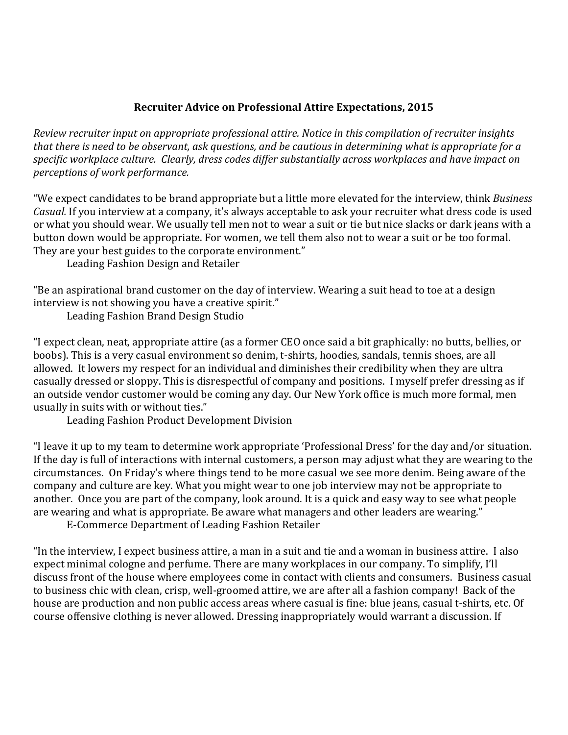**Recruiter Advice on Professional Attire Expectations, 2015**

*Review recruiter input on appropriate professional attire. Notice in this compilation of recruiter insights that there is need to be observant, ask questions, and be cautious in determining what is appropriate for a specific workplace culture. Clearly, dress codes differ substantially across workplaces and have impact on perceptions of work performance.*

"We expect candidates to be brand appropriate but a little more elevated for the interview, think *Business Casual.* If you interview at a company, it's always acceptable to ask your recruiter what dress code is used or what you should wear. We usually tell men not to wear a suit or tie but nice slacks or dark jeans with a button down would be appropriate. For women, we tell them also not to wear a suit or be too formal. They are your best guides to the corporate environment."

Leading Fashion Design and Retailer

"Be an aspirational brand customer on the day of interview. Wearing a suit head to toe at a design interview is not showing you have a creative spirit."

Leading Fashion Brand Design Studio

"I expect clean, neat, appropriate attire (as a former CEO once said a bit graphically: no butts, bellies, or boobs). This is a very casual environment so denim, t-shirts, hoodies, sandals, tennis shoes, are all allowed. It lowers my respect for an individual and diminishes their credibility when they are ultra casually dressed or sloppy. This is disrespectful of company and positions. I myself prefer dressing as if an outside vendor customer would be coming any day. Our New York office is much more formal, men usually in suits with or without ties."

Leading Fashion Product Development Division

"I leave it up to my team to determine work appropriate 'Professional Dress' for the day and/or situation. If the day is full of interactions with internal customers, a person may adjust what they are wearing to the circumstances. On Friday's where things tend to be more casual we see more denim. Being aware of the company and culture are key. What you might wear to one job interview may not be appropriate to another. Once you are part of the company, look around. It is a quick and easy way to see what people are wearing and what is appropriate. Be aware what managers and other leaders are wearing."

E-Commerce Department of Leading Fashion Retailer

"In the interview, I expect business attire, a man in a suit and tie and a woman in business attire. I also expect minimal cologne and perfume. There are many workplaces in our company. To simplify, I'll discuss front of the house where employees come in contact with clients and consumers. Business casual to business chic with clean, crisp, well-groomed attire, we are after all a fashion company! Back of the house are production and non public access areas where casual is fine: blue jeans, casual t-shirts, etc. Of course offensive clothing is never allowed. Dressing inappropriately would warrant a discussion. If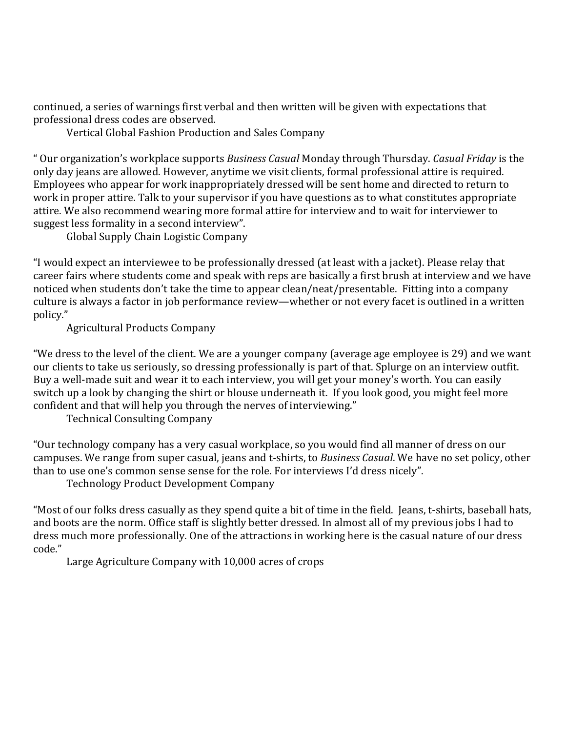continued, a series of warnings first verbal and then written will be given with expectations that professional dress codes are observed.

Vertical Global Fashion Production and Sales Company

“ Our organization’s workplace supports *Business Casual* Monday through Thursday. *Casual Friday* is the only day jeans are allowed. However, anytime we visit clients, formal professional attire is required. Employees who appear for work inappropriately dressed will be sent home and directed to return to work in proper attire. Talk to your supervisor if you have questions as to what constitutes appropriate attire. We also recommend wearing more formal attire for interview and to wait for interviewer to suggest less formality in a second interview”.

Global Supply Chain Logistic Company

“I would expect an interviewee to be professionally dressed (at least with a jacket). Please relay that career fairs where students come and speak with reps are basically a first brush at interview and we have noticed when students don’t take the time to appear clean/neat/presentable. Fitting into a company culture is always a factor in job performance review—whether or not every facet is outlined in a written policy.”

Agricultural Products Company

“We dress to the level of the client. We are a younger company (average age employee is 29) and we want our clients to take us seriously, so dressing professionally is part of that. Splurge on an interview outfit. Buy a well-made suit and wear it to each interview, you will get your money’s worth. You can easily switch up a look by changing the shirt or blouse underneath it. If you look good, you might feel more confident and that will help you through the nerves of interviewing.”

Technical Consulting Company

“Our technology company has a very casual workplace, so you would find all manner of dress on our campuses. We range from super casual, jeans and t-shirts, to *Business Casual*. We have no set policy, other than to use one’s common sense sense for the role. For interviews I’d dress nicely”.

Technology Product Development Company

“Most of our folks dress casually as they spend quite a bit of time in the field. Jeans, t-shirts, baseball hats, and boots are the norm. Office staff is slightly better dressed. In almost all of my previous jobs I had to dress much more professionally. One of the attractions in working here is the casual nature of our dress code.”

Large Agriculture Company with 10,000 acres of crops